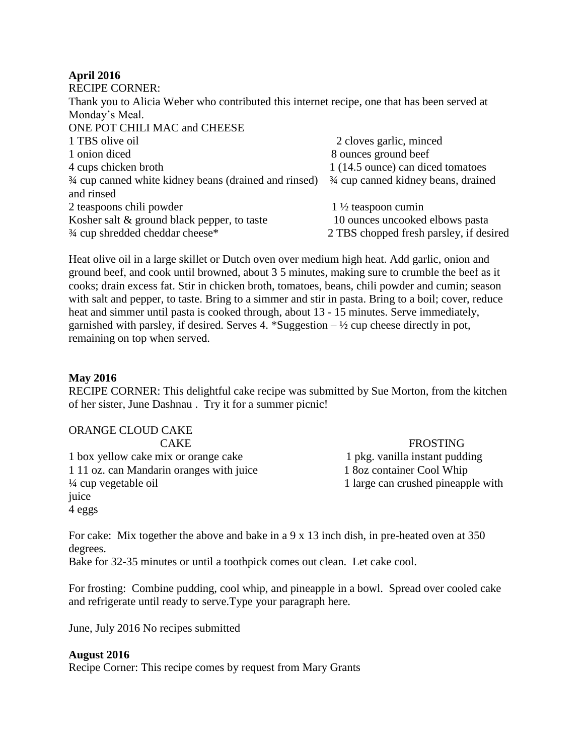**April 2016**

RECIPE CORNER:

Thank you to Alicia Weber who contributed this internet recipe, one that has been served at Monday's Meal.

ONE POT CHILI MAC and CHEESE

1 TBS olive oil
2 cloves garlic, minced
1 onion diced
8 ounces ground beef
4 cups chicken broth
1 (14.5 ounce) can diced tomatoes
¾ cup canned white kidney beans (drained and rinsed)
¾ cup canned kidney beans, drained and rinsed
2 teaspoons chili powder
1 ½ teaspoon cumin
Kosher salt & ground black pepper, to taste
10 ounces uncooked elbows pasta
¾ cup shredded cheddar cheese*
2 TBS chopped fresh parsley, if desired

Heat olive oil in a large skillet or Dutch oven over medium high heat. Add garlic, onion and ground beef, and cook until browned, about 3 5 minutes, making sure to crumble the beef as it cooks; drain excess fat. Stir in chicken broth, tomatoes, beans, chili powder and cumin; season with salt and pepper, to taste. Bring to a simmer and stir in pasta. Bring to a boil; cover, reduce heat and simmer until pasta is cooked through, about 13 - 15 minutes. Serve immediately, garnished with parsley, if desired. Serves 4. *Suggestion – ½ cup cheese directly in pot, remaining on top when served.

**May 2016**

RECIPE CORNER: This delightful cake recipe was submitted by Sue Morton, from the kitchen of her sister, June Dashnau . Try it for a summer picnic!

ORANGE CLOUD CAKE

CAKE

1 box yellow cake mix or orange cake
1 11 oz. can Mandarin oranges with juice
¼ cup vegetable oil
4 eggs

FROSTING

1 pkg. vanilla instant pudding
1 8oz container Cool Whip
1 large can crushed pineapple with juice

For cake: Mix together the above and bake in a 9 x 13 inch dish, in pre-heated oven at 350 degrees.

Bake for 32-35 minutes or until a toothpick comes out clean. Let cake cool.

For frosting: Combine pudding, cool whip, and pineapple in a bowl. Spread over cooled cake and refrigerate until ready to serve.Type your paragraph here.

June, July 2016 No recipes submitted

**August 2016**

Recipe Corner: This recipe comes by request from Mary Grants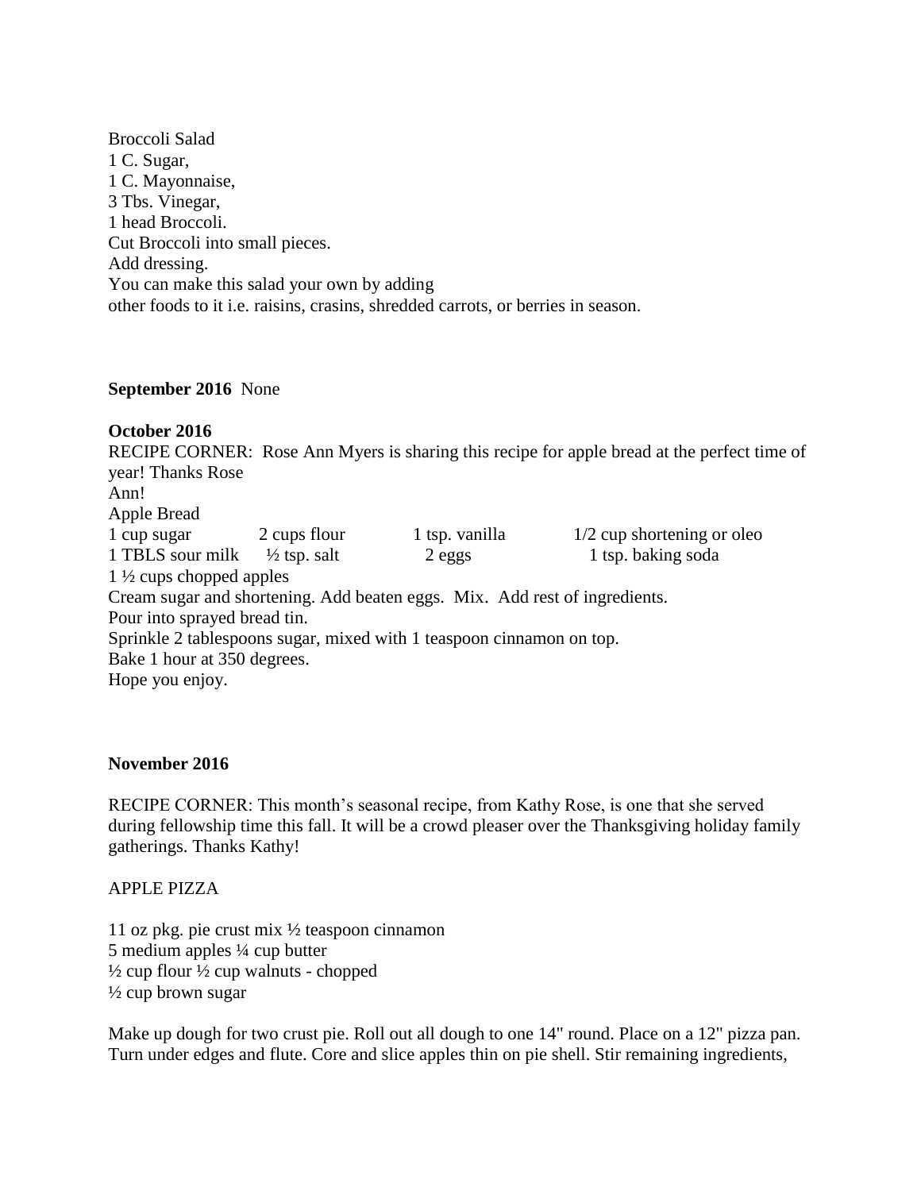Broccoli Salad
1 C. Sugar,
1 C. Mayonnaise,
3 Tbs. Vinegar,
1 head Broccoli.
Cut Broccoli into small pieces.
Add dressing.
You can make this salad your own by adding
other foods to it i.e. raisins, crasins, shredded carrots, or berries in season.

**September 2016** None

**October 2016**
RECIPE CORNER: Rose Ann Myers is sharing this recipe for apple bread at the perfect time of year! Thanks Rose
Ann!
Apple Bread

| | | | |
|---|---|---|---|
| 1 cup sugar | 2 cups flour | 1 tsp. vanilla | 1/2 cup shortening or oleo |
| 1 TBLS sour milk | ½ tsp. salt | 2 eggs | 1 tsp. baking soda |

1 ½ cups chopped apples
Cream sugar and shortening. Add beaten eggs. Mix. Add rest of ingredients.
Pour into sprayed bread tin.
Sprinkle 2 tablespoons sugar, mixed with 1 teaspoon cinnamon on top.
Bake 1 hour at 350 degrees.
Hope you enjoy.

**November 2016**

RECIPE CORNER: This month's seasonal recipe, from Kathy Rose, is one that she served during fellowship time this fall. It will be a crowd pleaser over the Thanksgiving holiday family gatherings. Thanks Kathy!

APPLE PIZZA

11 oz pkg. pie crust mix ½ teaspoon cinnamon
5 medium apples ¼ cup butter
½ cup flour ½ cup walnuts - chopped
½ cup brown sugar

Make up dough for two crust pie. Roll out all dough to one 14" round. Place on a 12" pizza pan. Turn under edges and flute. Core and slice apples thin on pie shell. Stir remaining ingredients,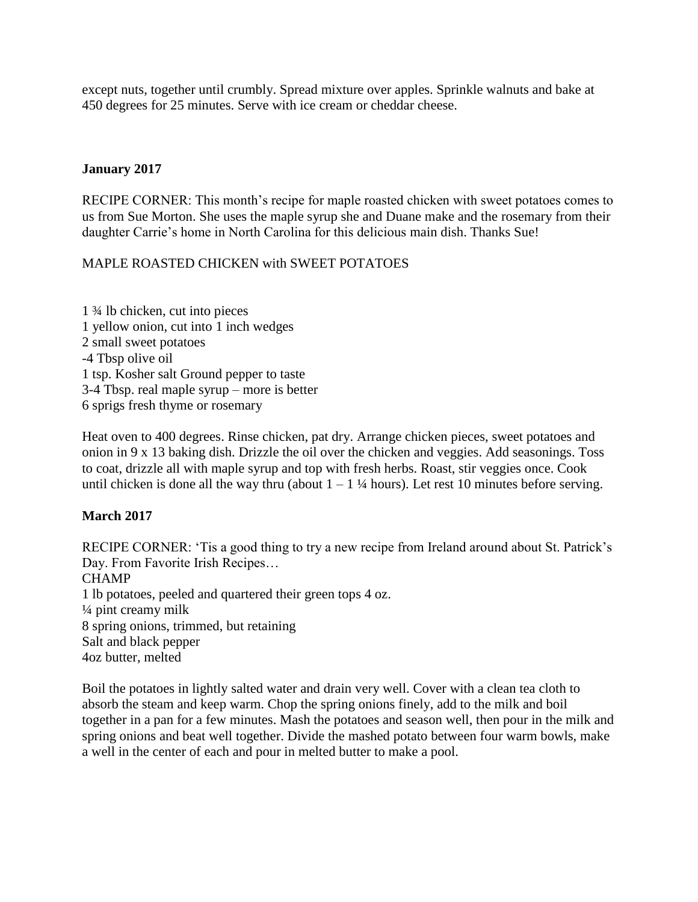except nuts, together until crumbly. Spread mixture over apples. Sprinkle walnuts and bake at 450 degrees for 25 minutes. Serve with ice cream or cheddar cheese.

**January 2017**

RECIPE CORNER: This month's recipe for maple roasted chicken with sweet potatoes comes to us from Sue Morton. She uses the maple syrup she and Duane make and the rosemary from their daughter Carrie's home in North Carolina for this delicious main dish. Thanks Sue!

MAPLE ROASTED CHICKEN with SWEET POTATOES

1 ¾ lb chicken, cut into pieces
1 yellow onion, cut into 1 inch wedges
2 small sweet potatoes
-4 Tbsp olive oil
1 tsp. Kosher salt Ground pepper to taste
3-4 Tbsp. real maple syrup – more is better
6 sprigs fresh thyme or rosemary

Heat oven to 400 degrees. Rinse chicken, pat dry. Arrange chicken pieces, sweet potatoes and onion in 9 x 13 baking dish. Drizzle the oil over the chicken and veggies. Add seasonings. Toss to coat, drizzle all with maple syrup and top with fresh herbs. Roast, stir veggies once. Cook until chicken is done all the way thru (about 1 – 1 ¼ hours). Let rest 10 minutes before serving.

**March 2017**

RECIPE CORNER: 'Tis a good thing to try a new recipe from Ireland around about St. Patrick's Day. From Favorite Irish Recipes…
CHAMP
1 lb potatoes, peeled and quartered their green tops 4 oz.
¼ pint creamy milk
8 spring onions, trimmed, but retaining
Salt and black pepper
4oz butter, melted

Boil the potatoes in lightly salted water and drain very well. Cover with a clean tea cloth to absorb the steam and keep warm. Chop the spring onions finely, add to the milk and boil together in a pan for a few minutes. Mash the potatoes and season well, then pour in the milk and spring onions and beat well together. Divide the mashed potato between four warm bowls, make a well in the center of each and pour in melted butter to make a pool.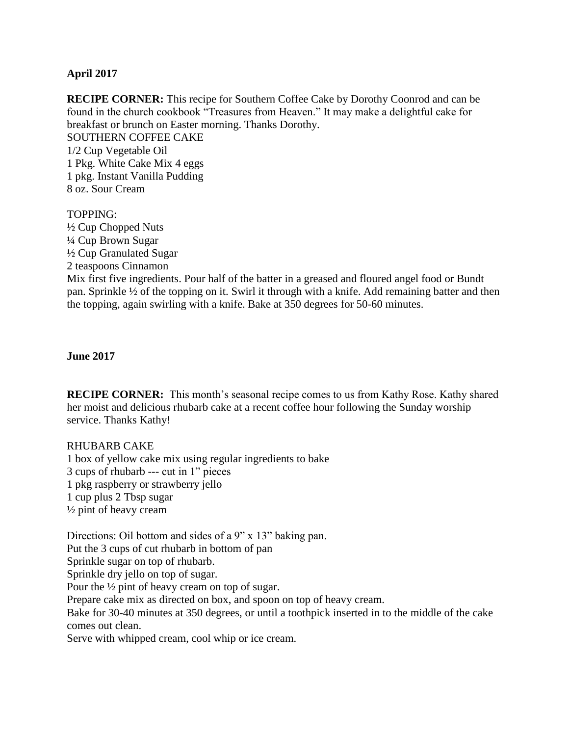**April 2017**

**RECIPE CORNER:** This recipe for Southern Coffee Cake by Dorothy Coonrod and can be found in the church cookbook "Treasures from Heaven." It may make a delightful cake for breakfast or brunch on Easter morning. Thanks Dorothy.

SOUTHERN COFFEE CAKE

1/2 Cup Vegetable Oil
1 Pkg. White Cake Mix 4 eggs
1 pkg. Instant Vanilla Pudding
8 oz. Sour Cream

TOPPING:
½ Cup Chopped Nuts
¼ Cup Brown Sugar
½ Cup Granulated Sugar
2 teaspoons Cinnamon

Mix first five ingredients. Pour half of the batter in a greased and floured angel food or Bundt pan. Sprinkle ½ of the topping on it. Swirl it through with a knife. Add remaining batter and then the topping, again swirling with a knife. Bake at 350 degrees for 50-60 minutes.

**June 2017**

**RECIPE CORNER:** This month's seasonal recipe comes to us from Kathy Rose. Kathy shared her moist and delicious rhubarb cake at a recent coffee hour following the Sunday worship service. Thanks Kathy!

RHUBARB CAKE

1 box of yellow cake mix using regular ingredients to bake
3 cups of rhubarb --- cut in 1" pieces
1 pkg raspberry or strawberry jello
1 cup plus 2 Tbsp sugar
½ pint of heavy cream

Directions: Oil bottom and sides of a 9" x 13" baking pan.
Put the 3 cups of cut rhubarb in bottom of pan
Sprinkle sugar on top of rhubarb.
Sprinkle dry jello on top of sugar.
Pour the ½ pint of heavy cream on top of sugar.
Prepare cake mix as directed on box, and spoon on top of heavy cream.
Bake for 30-40 minutes at 350 degrees, or until a toothpick inserted in to the middle of the cake comes out clean.
Serve with whipped cream, cool whip or ice cream.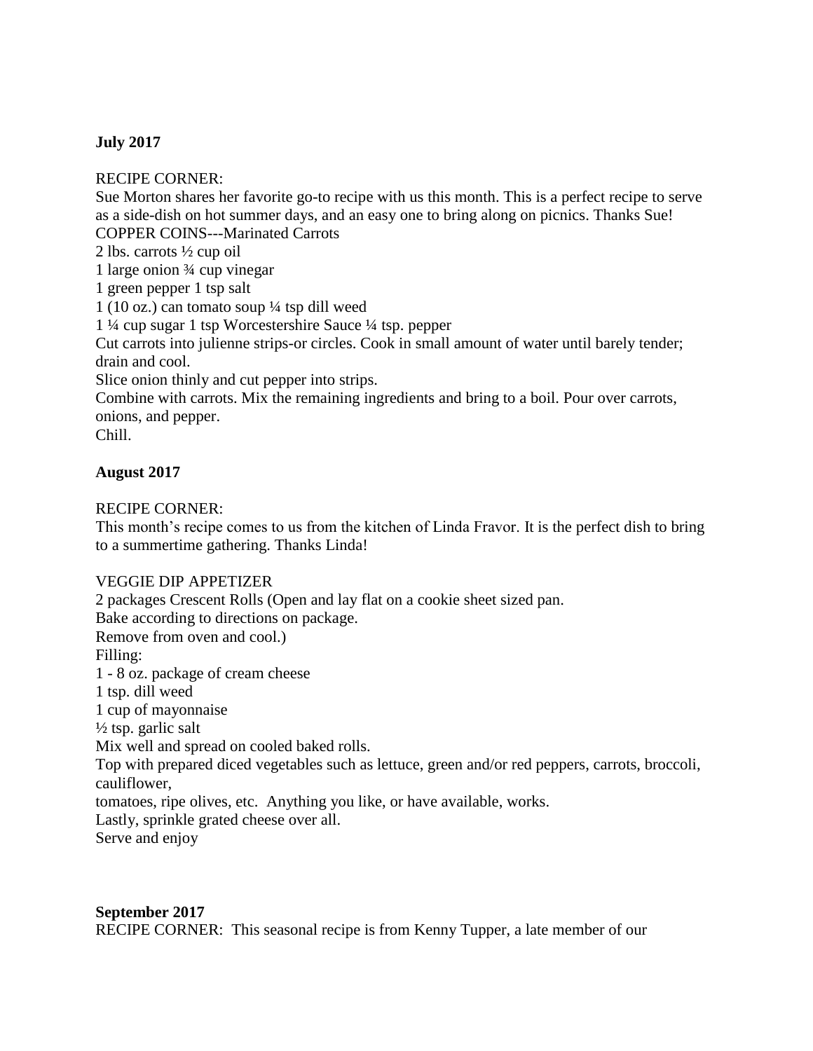**July 2017**

RECIPE CORNER:

Sue Morton shares her favorite go-to recipe with us this month. This is a perfect recipe to serve as a side-dish on hot summer days, and an easy one to bring along on picnics. Thanks Sue!

COPPER COINS---Marinated Carrots

2 lbs. carrots ½ cup oil

1 large onion ¾ cup vinegar

1 green pepper 1 tsp salt

1 (10 oz.) can tomato soup ¼ tsp dill weed

1 ¼ cup sugar 1 tsp Worcestershire Sauce ¼ tsp. pepper

Cut carrots into julienne strips-or circles. Cook in small amount of water until barely tender; drain and cool.

Slice onion thinly and cut pepper into strips.

Combine with carrots. Mix the remaining ingredients and bring to a boil. Pour over carrots, onions, and pepper.

Chill.

**August 2017**

RECIPE CORNER:

This month's recipe comes to us from the kitchen of Linda Fravor. It is the perfect dish to bring to a summertime gathering. Thanks Linda!

VEGGIE DIP APPETIZER

2 packages Crescent Rolls (Open and lay flat on a cookie sheet sized pan.

Bake according to directions on package.

Remove from oven and cool.)

Filling:

1 - 8 oz. package of cream cheese

1 tsp. dill weed

1 cup of mayonnaise

½ tsp. garlic salt

Mix well and spread on cooled baked rolls.

Top with prepared diced vegetables such as lettuce, green and/or red peppers, carrots, broccoli, cauliflower,

tomatoes, ripe olives, etc. Anything you like, or have available, works.

Lastly, sprinkle grated cheese over all.

Serve and enjoy

**September 2017**

RECIPE CORNER: This seasonal recipe is from Kenny Tupper, a late member of our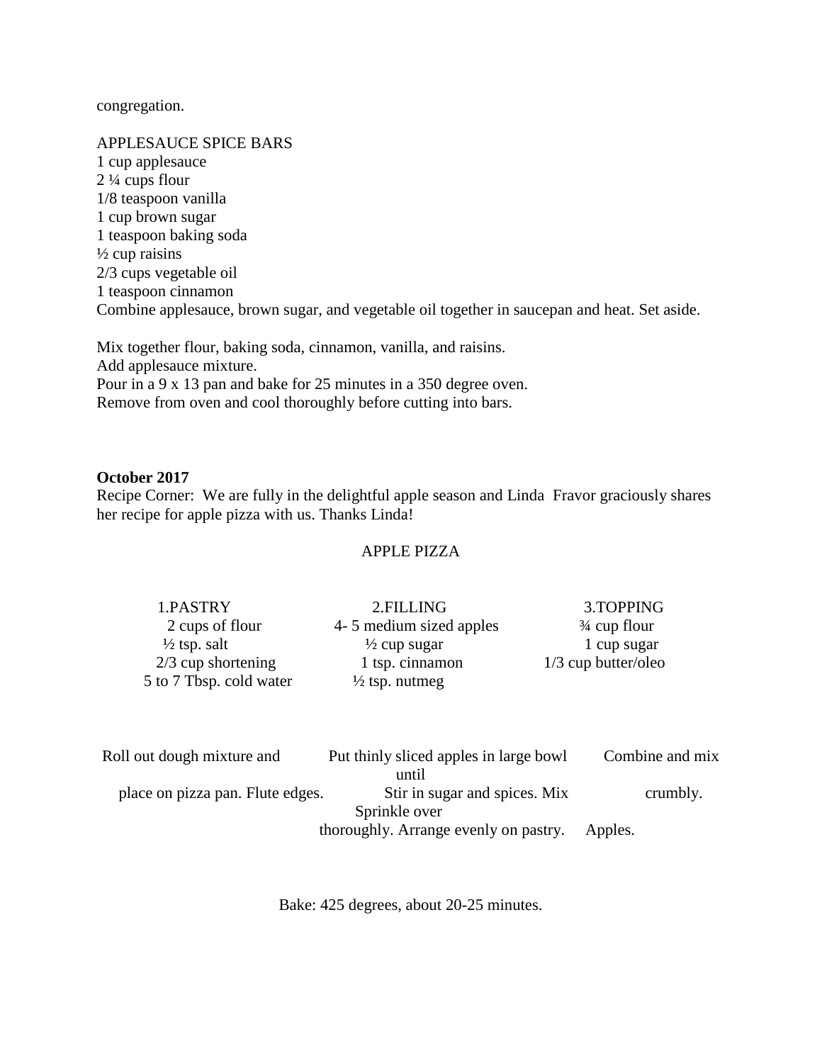congregation.

APPLESAUCE SPICE BARS
1 cup applesauce
2 ¼ cups flour
1/8 teaspoon vanilla
1 cup brown sugar
1 teaspoon baking soda
½ cup raisins
2/3 cups vegetable oil
1 teaspoon cinnamon
Combine applesauce, brown sugar, and vegetable oil together in saucepan and heat. Set aside.

Mix together flour, baking soda, cinnamon, vanilla, and raisins.
Add applesauce mixture.
Pour in a 9 x 13 pan and bake for 25 minutes in a 350 degree oven.
Remove from oven and cool thoroughly before cutting into bars.

**October 2017**
Recipe Corner: We are fully in the delightful apple season and Linda Fravor graciously shares her recipe for apple pizza with us. Thanks Linda!

APPLE PIZZA

| 1.PASTRY | 2.FILLING | 3.TOPPING |
| --- | --- | --- |
| 2 cups of flour | 4- 5 medium sized apples | ¾ cup flour |
| ½ tsp. salt | ½ cup sugar | 1 cup sugar |
| 2/3 cup shortening | 1 tsp. cinnamon | 1/3 cup butter/oleo |
| 5 to 7 Tbsp. cold water | ½ tsp. nutmeg | |
| Roll out dough mixture and place on pizza pan. Flute edges. | Put thinly sliced apples in large bowl. Stir in sugar and spices. Mix thoroughly. Arrange evenly on pastry. | Combine and mix until crumbly. Sprinkle over Apples. |

Bake: 425 degrees, about 20-25 minutes.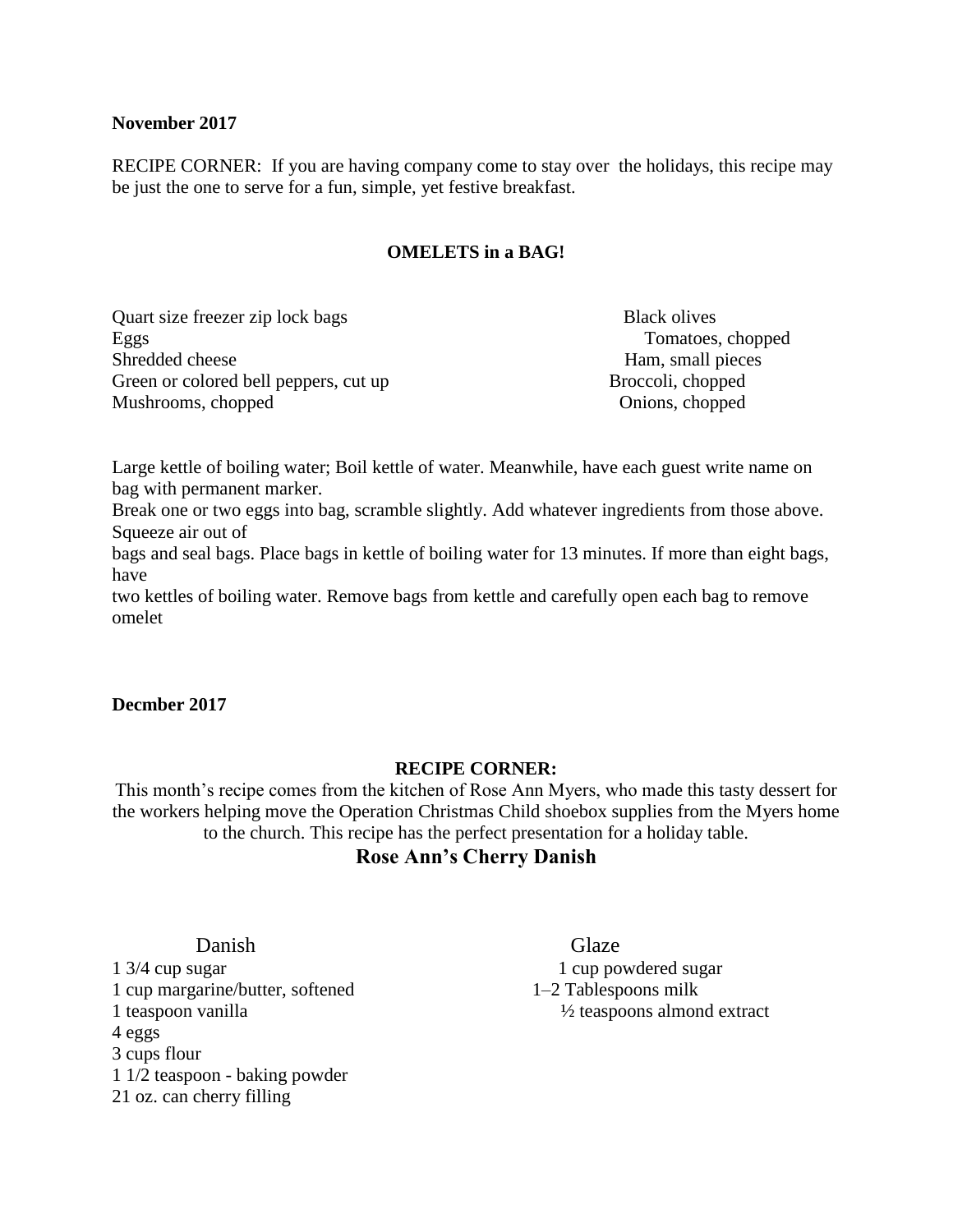**November 2017**

RECIPE CORNER: If you are having company come to stay over the holidays, this recipe may be just the one to serve for a fun, simple, yet festive breakfast.

**OMELETS in a BAG!**

Quart size freezer zip lock bags
Eggs
Shredded cheese
Green or colored bell peppers, cut up
Mushrooms, chopped
Black olives
Tomatoes, chopped
Ham, small pieces
Broccoli, chopped
Onions, chopped

Large kettle of boiling water; Boil kettle of water. Meanwhile, have each guest write name on bag with permanent marker.
Break one or two eggs into bag, scramble slightly. Add whatever ingredients from those above. Squeeze air out of
bags and seal bags. Place bags in kettle of boiling water for 13 minutes. If more than eight bags, have
two kettles of boiling water. Remove bags from kettle and carefully open each bag to remove omelet

**Decmber 2017**

**RECIPE CORNER:**

This month's recipe comes from the kitchen of Rose Ann Myers, who made this tasty dessert for the workers helping move the Operation Christmas Child shoebox supplies from the Myers home to the church. This recipe has the perfect presentation for a holiday table.

**Rose Ann's Cherry Danish**

Danish

1 3/4 cup sugar
1 cup margarine/butter, softened
1 teaspoon vanilla
4 eggs
3 cups flour
1 1/2 teaspoon - baking powder
21 oz. can cherry filling

Glaze

1 cup powdered sugar
1–2 Tablespoons milk
½ teaspoons almond extract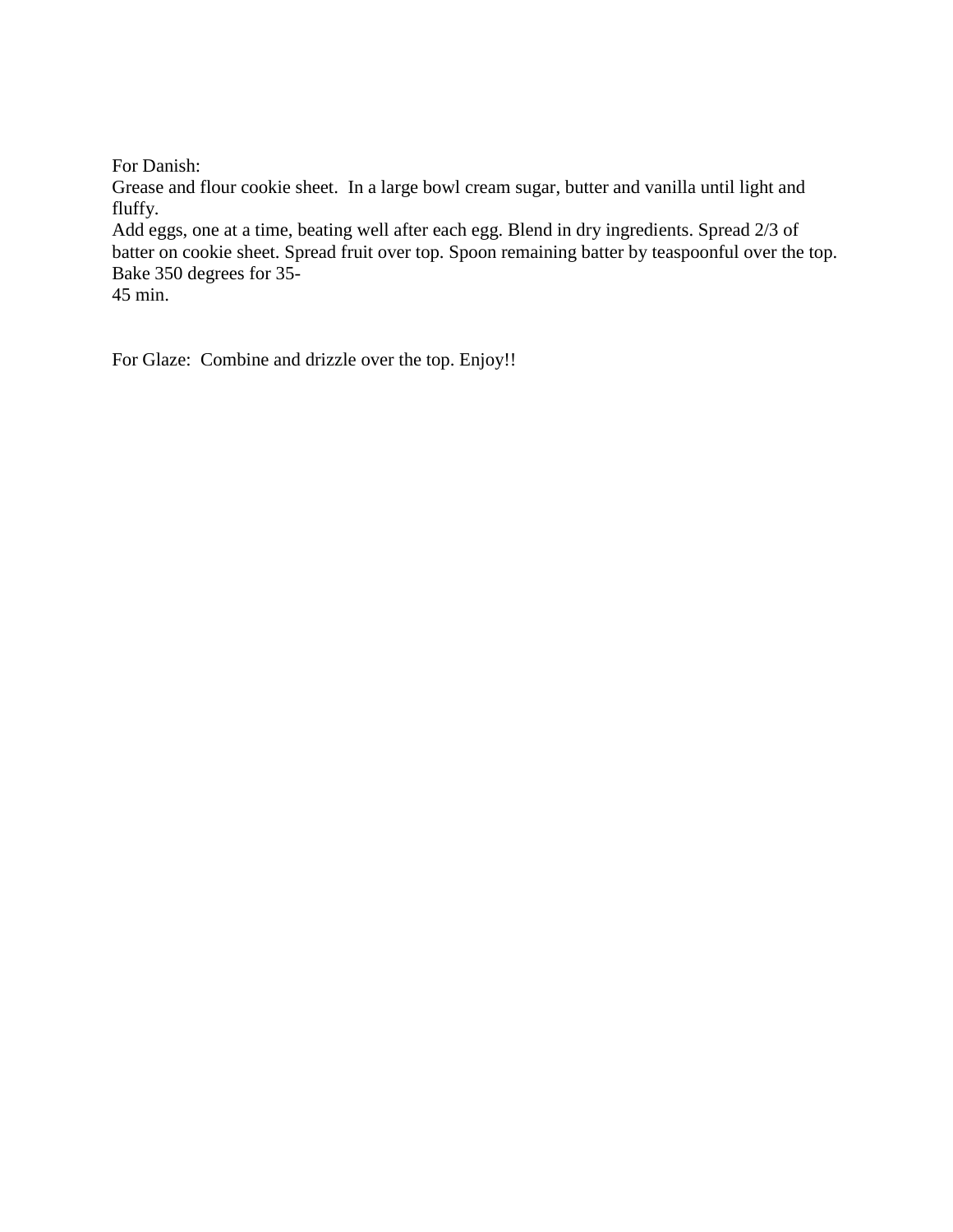For Danish:
Grease and flour cookie sheet. In a large bowl cream sugar, butter and vanilla until light and fluffy.
Add eggs, one at a time, beating well after each egg. Blend in dry ingredients. Spread 2/3 of batter on cookie sheet. Spread fruit over top. Spoon remaining batter by teaspoonful over the top. Bake 350 degrees for 35-
45 min.

For Glaze: Combine and drizzle over the top. Enjoy!!